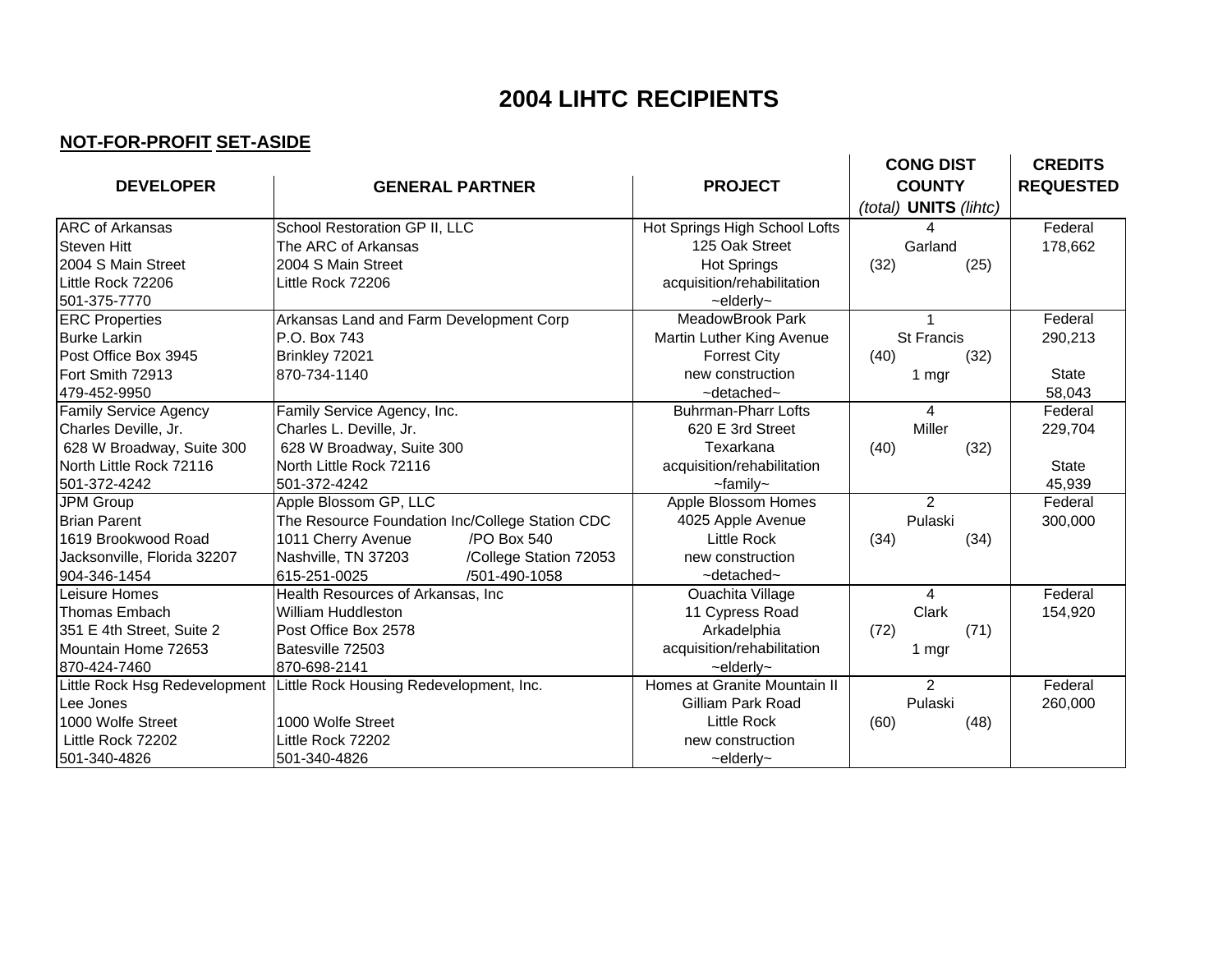# 2004 LIHTC RECIPIENTS

## NOT-FOR-PROFIT SET-ASIDE

| DEVELOPER | GENERAL PARTNER | PROJECT | CONG DIST COUNTY *(total)* **UNITS** *(lihtc)* | CREDITS REQUESTED |
|---|---|---|---|---|
| ARC of Arkansas<br>Steven Hitt<br>2004 S Main Street<br>Little Rock 72206<br>501-375-7770 | School Restoration GP II, LLC<br>The ARC of Arkansas<br>2004 S Main Street<br>Little Rock 72206 | Hot Springs High School Lofts<br>125 Oak Street<br>Hot Springs<br>acquisition/rehabilitation<br>~elderly~ | 4<br>Garland<br>(32) (25) | Federal<br>178,662 |
| ERC Properties<br>Burke Larkin<br>Post Office Box 3945<br>Fort Smith 72913<br>479-452-9950 | Arkansas Land and Farm Development Corp<br>P.O. Box 743<br>Brinkley 72021<br>870-734-1140 | MeadowBrook Park<br>Martin Luther King Avenue<br>Forrest City<br>new construction<br>~detached~ | 1<br>St Francis<br>(40) (32)<br>1 mgr | Federal<br>290,213<br><br>State<br>58,043 |
| Family Service Agency<br>Charles Deville, Jr.<br>628 W Broadway, Suite 300<br>North Little Rock 72116<br>501-372-4242 | Family Service Agency, Inc.<br>Charles L. Deville, Jr.<br>628 W Broadway, Suite 300<br>North Little Rock 72116<br>501-372-4242 | Buhrman-Pharr Lofts<br>620 E 3rd Street<br>Texarkana<br>acquisition/rehabilitation<br>~family~ | 4<br>Miller<br>(40) (32) | Federal<br>229,704<br><br>State<br>45,939 |
| JPM Group<br>Brian Parent<br>1619 Brookwood Road<br>Jacksonville, Florida 32207<br>904-346-1454 | Apple Blossom GP, LLC<br>The Resource Foundation Inc/College Station CDC<br>1011 Cherry Avenue /PO Box 540<br>Nashville, TN 37203 /College Station 72053<br>615-251-0025 /501-490-1058 | Apple Blossom Homes<br>4025 Apple Avenue<br>Little Rock<br>new construction<br>~detached~ | 2<br>Pulaski<br>(34) (34) | Federal<br>300,000 |
| Leisure Homes<br>Thomas Embach<br>351 E 4th Street, Suite 2<br>Mountain Home 72653<br>870-424-7460 | Health Resources of Arkansas, Inc<br>William Huddleston<br>Post Office Box 2578<br>Batesville 72503<br>870-698-2141 | Ouachita Village<br>11 Cypress Road<br>Arkadelphia<br>acquisition/rehabilitation<br>~elderly~ | 4<br>Clark<br>(72) (71)<br>1 mgr | Federal<br>154,920 |
| Little Rock Hsg Redevelopment<br>Lee Jones<br>1000 Wolfe Street<br>Little Rock 72202<br>501-340-4826 | Little Rock Housing Redevelopment, Inc.<br><br>1000 Wolfe Street<br>Little Rock 72202<br>501-340-4826 | Homes at Granite Mountain II<br>Gilliam Park Road<br>Little Rock<br>new construction<br>~elderly~ | 2<br>Pulaski<br>(60) (48) | Federal<br>260,000 |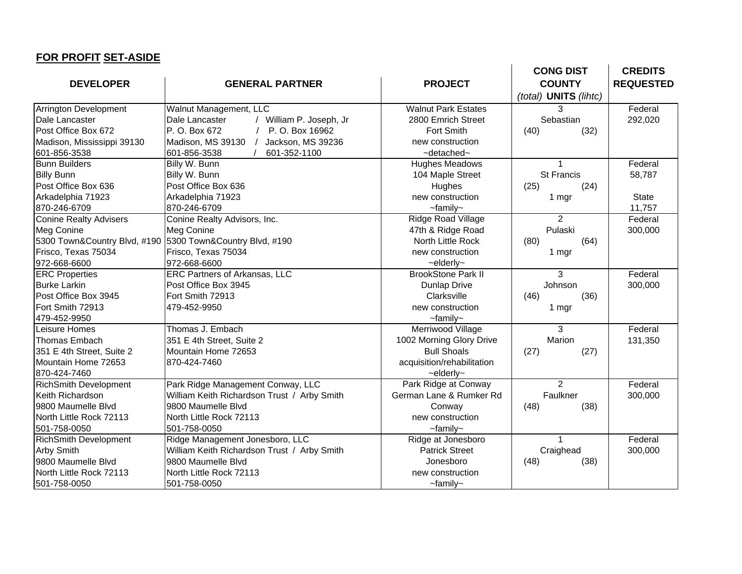**FOR PROFIT SET-ASIDE**

| DEVELOPER | GENERAL PARTNER | PROJECT | CONG DIST COUNTY *(total)* **UNITS** *(lihtc)* | CREDITS REQUESTED |
|---|---|---|---|---|
| Arrington Development<br>Dale Lancaster<br>Post Office Box 672<br>Madison, Mississippi 39130<br>601-856-3538 | Walnut Management, LLC<br>Dale Lancaster / William P. Joseph, Jr<br>P. O. Box 672 / P. O. Box 16962<br>Madison, MS 39130 / Jackson, MS 39236<br>601-856-3538 / 601-352-1100 | Walnut Park Estates<br>2800 Emrich Street<br>Fort Smith<br>new construction<br>~detached~ | 3<br>Sebastian<br>(40) (32) | Federal<br>292,020 |
| Bunn Builders<br>Billy Bunn<br>Post Office Box 636<br>Arkadelphia 71923<br>870-246-6709 | Billy W. Bunn<br>Billy W. Bunn<br>Post Office Box 636<br>Arkadelphia 71923<br>870-246-6709 | Hughes Meadows<br>104 Maple Street<br>Hughes<br>new construction<br>~family~ | 1<br>St Francis<br>(25) (24)<br>1 mgr | Federal<br>58,787<br><br>State<br>11,757 |
| Conine Realty Advisers<br>Meg Conine<br>5300 Town&Country Blvd, #190<br>Frisco, Texas 75034<br>972-668-6600 | Conine Realty Advisors, Inc.<br>Meg Conine<br>5300 Town&Country Blvd, #190<br>Frisco, Texas 75034<br>972-668-6600 | Ridge Road Village<br>47th & Ridge Road<br>North Little Rock<br>new construction<br>~elderly~ | 2<br>Pulaski<br>(80) (64)<br>1 mgr | Federal<br>300,000 |
| ERC Properties<br>Burke Larkin<br>Post Office Box 3945<br>Fort Smith 72913<br>479-452-9950 | ERC Partners of Arkansas, LLC<br>Post Office Box 3945<br>Fort Smith 72913<br>479-452-9950 | BrookStone Park II<br>Dunlap Drive<br>Clarksville<br>new construction<br>~family~ | 3<br>Johnson<br>(46) (36)<br>1 mgr | Federal<br>300,000 |
| Leisure Homes<br>Thomas Embach<br>351 E 4th Street, Suite 2<br>Mountain Home 72653<br>870-424-7460 | Thomas J. Embach<br>351 E 4th Street, Suite 2<br>Mountain Home 72653<br>870-424-7460 | Merriwood Village<br>1002 Morning Glory Drive<br>Bull Shoals<br>acquisition/rehabilitation<br>~elderly~ | 3<br>Marion<br>(27) (27) | Federal<br>131,350 |
| RichSmith Development<br>Keith Richardson<br>9800 Maumelle Blvd<br>North Little Rock 72113<br>501-758-0050 | Park Ridge Management Conway, LLC<br>William Keith Richardson Trust / Arby Smith<br>9800 Maumelle Blvd<br>North Little Rock 72113<br>501-758-0050 | Park Ridge at Conway<br>German Lane & Rumker Rd<br>Conway<br>new construction<br>~family~ | 2<br>Faulkner<br>(48) (38) | Federal<br>300,000 |
| RichSmith Development<br>Arby Smith<br>9800 Maumelle Blvd<br>North Little Rock 72113<br>501-758-0050 | Ridge Management Jonesboro, LLC<br>William Keith Richardson Trust / Arby Smith<br>9800 Maumelle Blvd<br>North Little Rock 72113<br>501-758-0050 | Ridge at Jonesboro<br>Patrick Street<br>Jonesboro<br>new construction<br>~family~ | 1<br>Craighead<br>(48) (38) | Federal<br>300,000 |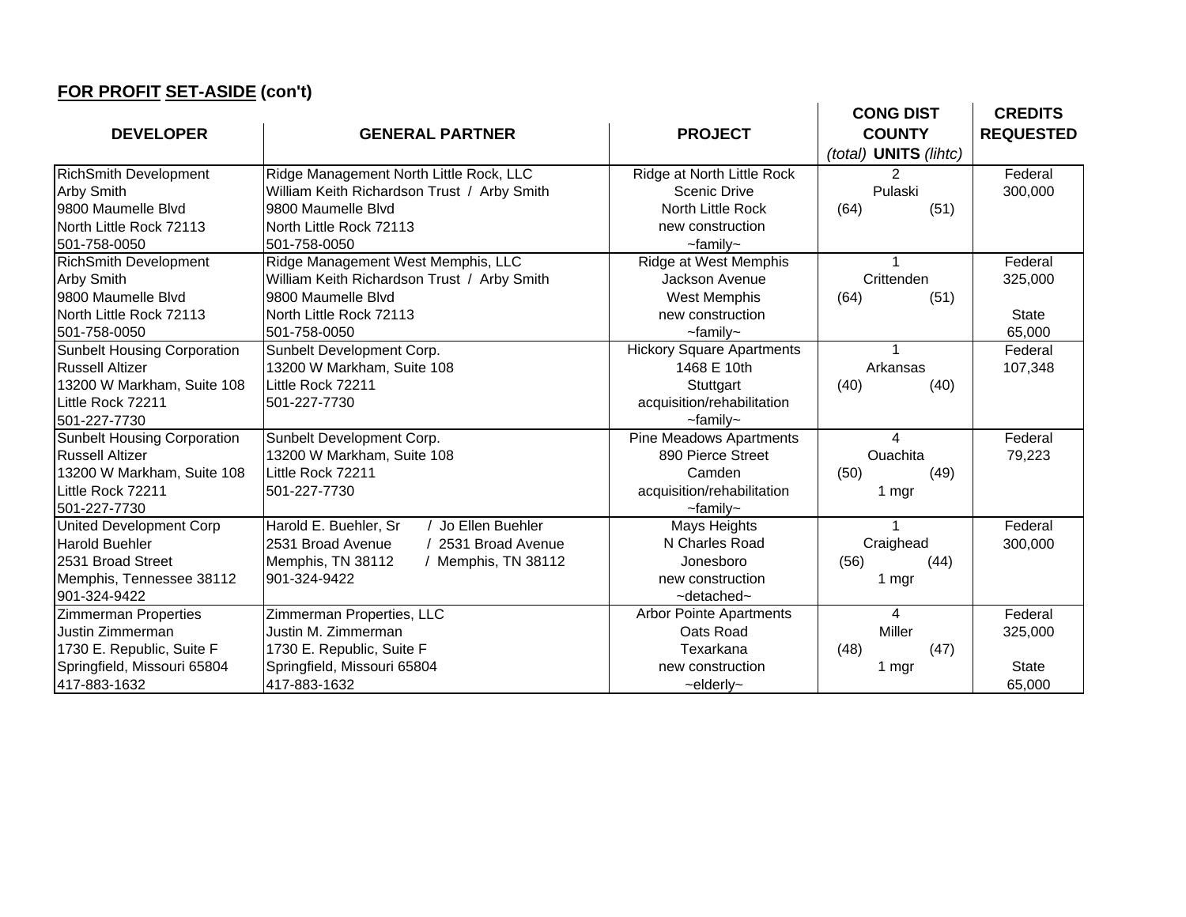**<u>FOR PROFIT</u> <u>SET-ASIDE</u> (con't)**

| DEVELOPER | GENERAL PARTNER | PROJECT | CONG DIST<br>COUNTY<br>*(total)* **UNITS** *(lihtc)* | CREDITS REQUESTED |
|---|---|---|---|---|
| RichSmith Development<br>Arby Smith<br>9800 Maumelle Blvd<br>North Little Rock 72113<br>501-758-0050 | Ridge Management North Little Rock, LLC<br>William Keith Richardson Trust / Arby Smith<br>9800 Maumelle Blvd<br>North Little Rock 72113<br>501-758-0050 | Ridge at North Little Rock<br>Scenic Drive<br>North Little Rock<br>new construction<br>~family~ | 2<br>Pulaski<br>(64) (51) | Federal<br>300,000 |
| RichSmith Development<br>Arby Smith<br>9800 Maumelle Blvd<br>North Little Rock 72113<br>501-758-0050 | Ridge Management West Memphis, LLC<br>William Keith Richardson Trust / Arby Smith<br>9800 Maumelle Blvd<br>North Little Rock 72113<br>501-758-0050 | Ridge at West Memphis<br>Jackson Avenue<br>West Memphis<br>new construction<br>~family~ | 1<br>Crittenden<br>(64) (51) | Federal<br>325,000<br><br>State<br>65,000 |
| Sunbelt Housing Corporation<br>Russell Altizer<br>13200 W Markham, Suite 108<br>Little Rock 72211<br>501-227-7730 | Sunbelt Development Corp.<br>13200 W Markham, Suite 108<br>Little Rock 72211<br>501-227-7730 | Hickory Square Apartments<br>1468 E 10th<br>Stuttgart<br>acquisition/rehabilitation<br>~family~ | 1<br>Arkansas<br>(40) (40) | Federal<br>107,348 |
| Sunbelt Housing Corporation<br>Russell Altizer<br>13200 W Markham, Suite 108<br>Little Rock 72211<br>501-227-7730 | Sunbelt Development Corp.<br>13200 W Markham, Suite 108<br>Little Rock 72211<br>501-227-7730 | Pine Meadows Apartments<br>890 Pierce Street<br>Camden<br>acquisition/rehabilitation<br>~family~ | 4<br>Ouachita<br>(50) (49)<br>1 mgr | Federal<br>79,223 |
| United Development Corp<br>Harold Buehler<br>2531 Broad Street<br>Memphis, Tennessee 38112<br>901-324-9422 | Harold E. Buehler, Sr / Jo Ellen Buehler<br>2531 Broad Avenue / 2531 Broad Avenue<br>Memphis, TN 38112 / Memphis, TN 38112<br>901-324-9422 | Mays Heights<br>N Charles Road<br>Jonesboro<br>new construction<br>~detached~ | 1<br>Craighead<br>(56) (44)<br>1 mgr | Federal<br>300,000 |
| Zimmerman Properties<br>Justin Zimmerman<br>1730 E. Republic, Suite F<br>Springfield, Missouri 65804<br>417-883-1632 | Zimmerman Properties, LLC<br>Justin M. Zimmerman<br>1730 E. Republic, Suite F<br>Springfield, Missouri 65804<br>417-883-1632 | Arbor Pointe Apartments<br>Oats Road<br>Texarkana<br>new construction<br>~elderly~ | 4<br>Miller<br>(48) (47)<br>1 mgr | Federal<br>325,000<br><br>State<br>65,000 |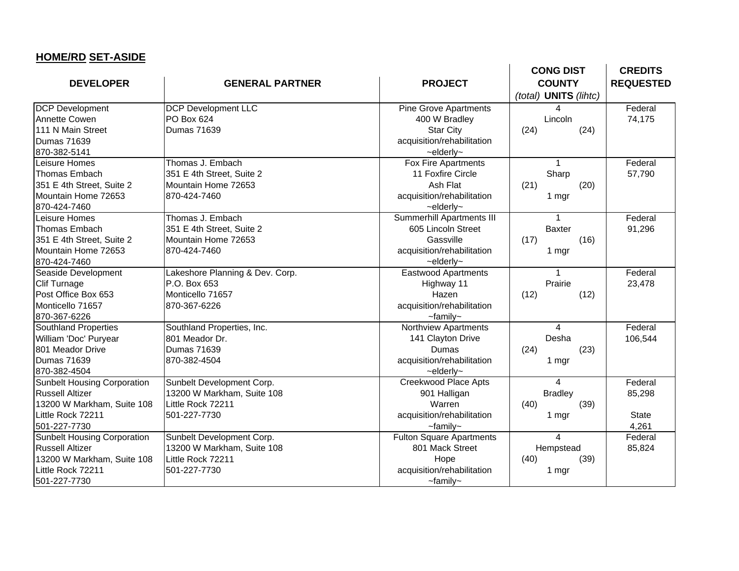## HOME/RD SET-ASIDE

| DEVELOPER | GENERAL PARTNER | PROJECT | CONG DIST COUNTY *(total)* **UNITS** *(lihtc)* | CREDITS REQUESTED |
|---|---|---|---|---|
| DCP Development<br>Annette Cowen<br>111 N Main Street<br>Dumas 71639<br>870-382-5141 | DCP Development LLC<br>PO Box 624<br>Dumas 71639 | Pine Grove Apartments<br>400 W Bradley<br>Star City<br>acquisition/rehabilitation<br>~elderly~ | 4<br>Lincoln<br>(24) (24) | Federal<br>74,175 |
| Leisure Homes<br>Thomas Embach<br>351 E 4th Street, Suite 2<br>Mountain Home 72653<br>870-424-7460 | Thomas J. Embach<br>351 E 4th Street, Suite 2<br>Mountain Home 72653<br>870-424-7460 | Fox Fire Apartments<br>11 Foxfire Circle<br>Ash Flat<br>acquisition/rehabilitation<br>~elderly~ | 1<br>Sharp<br>(21) (20)<br>1 mgr | Federal<br>57,790 |
| Leisure Homes<br>Thomas Embach<br>351 E 4th Street, Suite 2<br>Mountain Home 72653<br>870-424-7460 | Thomas J. Embach<br>351 E 4th Street, Suite 2<br>Mountain Home 72653<br>870-424-7460 | Summerhill Apartments III<br>605 Lincoln Street<br>Gassville<br>acquisition/rehabilitation<br>~elderly~ | 1<br>Baxter<br>(17) (16)<br>1 mgr | Federal<br>91,296 |
| Seaside Development<br>Clif Turnage<br>Post Office Box 653<br>Monticello 71657<br>870-367-6226 | Lakeshore Planning & Dev. Corp.<br>P.O. Box 653<br>Monticello 71657<br>870-367-6226 | Eastwood Apartments<br>Highway 11<br>Hazen<br>acquisition/rehabilitation<br>~family~ | 1<br>Prairie<br>(12) (12) | Federal<br>23,478 |
| Southland Properties<br>William 'Doc' Puryear<br>801 Meador Drive<br>Dumas 71639<br>870-382-4504 | Southland Properties, Inc.<br>801 Meador Dr.<br>Dumas 71639<br>870-382-4504 | Northview Apartments<br>141 Clayton Drive<br>Dumas<br>acquisition/rehabilitation<br>~elderly~ | 4<br>Desha<br>(24) (23)<br>1 mgr | Federal<br>106,544 |
| Sunbelt Housing Corporation<br>Russell Altizer<br>13200 W Markham, Suite 108<br>Little Rock 72211<br>501-227-7730 | Sunbelt Development Corp.<br>13200 W Markham, Suite 108<br>Little Rock 72211<br>501-227-7730 | Creekwood Place Apts<br>901 Halligan<br>Warren<br>acquisition/rehabilitation<br>~family~ | 4<br>Bradley<br>(40) (39)<br>1 mgr | Federal<br>85,298<br><br>State<br>4,261 |
| Sunbelt Housing Corporation<br>Russell Altizer<br>13200 W Markham, Suite 108<br>Little Rock 72211<br>501-227-7730 | Sunbelt Development Corp.<br>13200 W Markham, Suite 108<br>Little Rock 72211<br>501-227-7730 | Fulton Square Apartments<br>801 Mack Street<br>Hope<br>acquisition/rehabilitation<br>~family~ | 4<br>Hempstead<br>(40) (39)<br>1 mgr | Federal<br>85,824 |